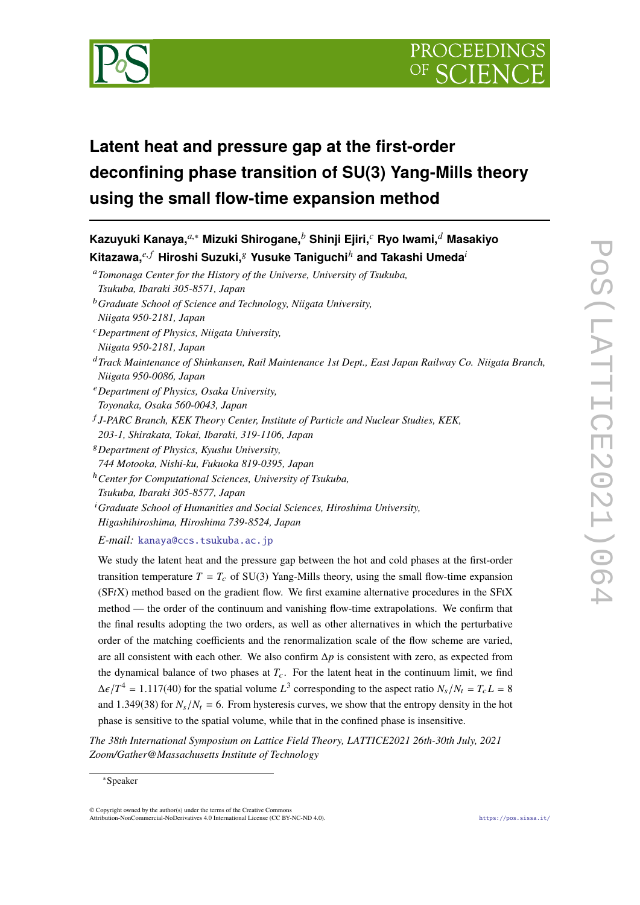# Latent heat and pressure gap at the first-order deconfining phase transition of SU(3) Yang-Mills theory using the small flow-time expansion method

**Kazuyuki Kanaya,**[a,*] **Mizuki Shirogane,**[b] **Shinji Ejiri,**[c] **Ryo Iwami,**[d] **Masakiyo Kitazawa,**[e,f] **Hiroshi Suzuki,**[g] **Yusuke Taniguchi**[h] **and Takashi Umeda**[i]

[a] *Tomonaga Center for the History of the Universe, University of Tsukuba, Tsukuba, Ibaraki 305-8571, Japan*

[b] *Graduate School of Science and Technology, Niigata University, Niigata 950-2181, Japan*

[c] *Department of Physics, Niigata University, Niigata 950-2181, Japan*

[d] *Track Maintenance of Shinkansen, Rail Maintenance 1st Dept., East Japan Railway Co. Niigata Branch, Niigata 950-0086, Japan*

[e] *Department of Physics, Osaka University, Toyonaka, Osaka 560-0043, Japan*

[f] *J-PARC Branch, KEK Theory Center, Institute of Particle and Nuclear Studies, KEK, 203-1, Shirakata, Tokai, Ibaraki, 319-1106, Japan*

[g] *Department of Physics, Kyushu University, 744 Motooka, Nishi-ku, Fukuoka 819-0395, Japan*

[h] *Center for Computational Sciences, University of Tsukuba, Tsukuba, Ibaraki 305-8577, Japan*

[i] *Graduate School of Humanities and Social Sciences, Hiroshima University, Higashihiroshima, Hiroshima 739-8524, Japan*

*E-mail:* kanaya@ccs.tsukuba.ac.jp

We study the latent heat and the pressure gap between the hot and cold phases at the first-order transition temperature $T = T_c$ of SU(3) Yang-Mills theory, using the small flow-time expansion (SF*t*X) method based on the gradient flow. We first examine alternative procedures in the SFtX method — the order of the continuum and vanishing flow-time extrapolations. We confirm that the final results adopting the two orders, as well as other alternatives in which the perturbative order of the matching coefficients and the renormalization scale of the flow scheme are varied, are all consistent with each other. We also confirm $\Delta p$ is consistent with zero, as expected from the dynamical balance of two phases at $T_c$. For the latent heat in the continuum limit, we find $\Delta\epsilon/T^4 = 1.117(40)$ for the spatial volume $L^3$ corresponding to the aspect ratio $N_s/N_t = T_c L = 8$ and 1.349(38) for $N_s/N_t = 6$. From hysteresis curves, we show that the entropy density in the hot phase is sensitive to the spatial volume, while that in the confined phase is insensitive.

*The 38th International Symposium on Lattice Field Theory, LATTICE2021 26th-30th July, 2021 Zoom/Gather@Massachusetts Institute of Technology*

---

*Speaker

© Copyright owned by the author(s) under the terms of the Creative Commons Attribution-NonCommercial-NoDerivatives 4.0 International License (CC BY-NC-ND 4.0).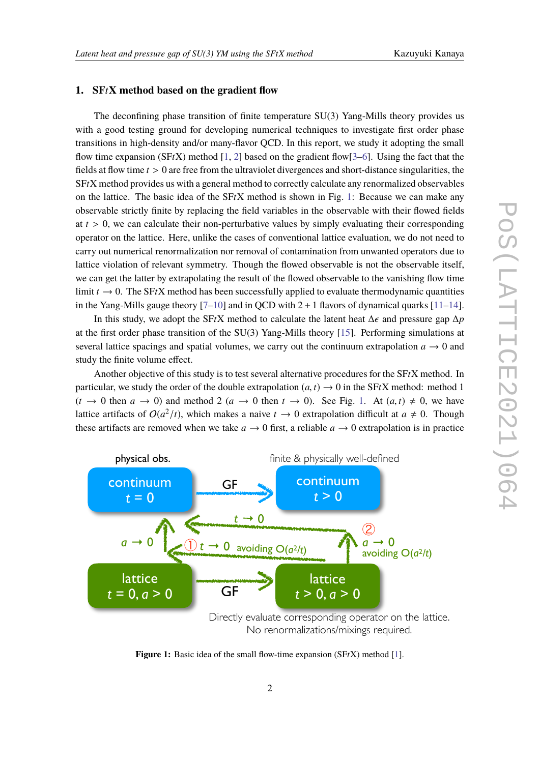## 1. SF$t$X method based on the gradient flow

The deconfining phase transition of finite temperature SU(3) Yang-Mills theory provides us with a good testing ground for developing numerical techniques to investigate first order phase transitions in high-density and/or many-flavor QCD. In this report, we study it adopting the small flow time expansion (SF$t$X) method [1, 2] based on the gradient flow[3–6]. Using the fact that the fields at flow time $t > 0$ are free from the ultraviolet divergences and short-distance singularities, the SF$t$X method provides us with a general method to correctly calculate any renormalized observables on the lattice. The basic idea of the SF$t$X method is shown in Fig. 1: Because we can make any observable strictly finite by replacing the field variables in the observable with their flowed fields at $t > 0$, we can calculate their non-perturbative values by simply evaluating their corresponding operator on the lattice. Here, unlike the cases of conventional lattice evaluation, we do not need to carry out numerical renormalization nor removal of contamination from unwanted operators due to lattice violation of relevant symmetry. Though the flowed observable is not the observable itself, we can get the latter by extrapolating the result of the flowed observable to the vanishing flow time limit $t \to 0$. The SF$t$X method has been successfully applied to evaluate thermodynamic quantities in the Yang-Mills gauge theory [7–10] and in QCD with $2 + 1$ flavors of dynamical quarks [11–14].

In this study, we adopt the SF$t$X method to calculate the latent heat $\Delta\epsilon$ and pressure gap $\Delta p$ at the first order phase transition of the SU(3) Yang-Mills theory [15]. Performing simulations at several lattice spacings and spatial volumes, we carry out the continuum extrapolation $a \to 0$ and study the finite volume effect.

Another objective of this study is to test several alternative procedures for the SF$t$X method. In particular, we study the order of the double extrapolation $(a, t) \to 0$ in the SF$t$X method: method 1 ($t \to 0$ then $a \to 0$) and method 2 ($a \to 0$ then $t \to 0$). See Fig. 1. At $(a, t) \neq 0$, we have lattice artifacts of $O(a^2/t)$, which makes a naive $t \to 0$ extrapolation difficult at $a \neq 0$. Though these artifacts are removed when we take $a \to 0$ first, a reliable $a \to 0$ extrapolation is in practice

**Figure 1:** Basic idea of the small flow-time expansion (SF$t$X) method [1].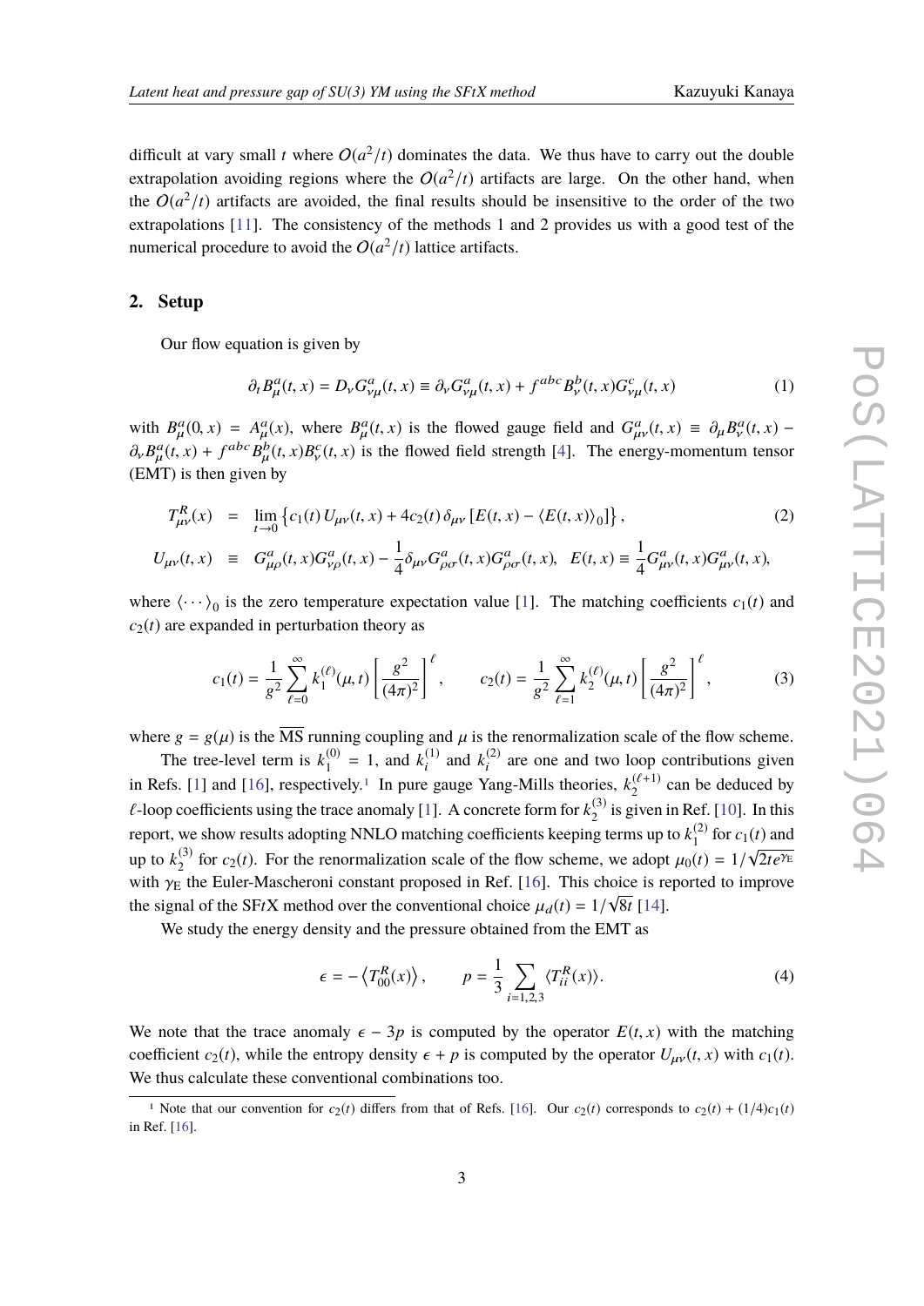difficult at vary small $t$ where $O(a^2/t)$ dominates the data. We thus have to carry out the double extrapolation avoiding regions where the $O(a^2/t)$ artifacts are large. On the other hand, when the $O(a^2/t)$ artifacts are avoided, the final results should be insensitive to the order of the two extrapolations [11]. The consistency of the methods 1 and 2 provides us with a good test of the numerical procedure to avoid the $O(a^2/t)$ lattice artifacts.

## 2. Setup

Our flow equation is given by

$$\partial_t B^a_\mu(t,x) = D_\nu G^a_{\nu\mu}(t,x) \equiv \partial_\nu G^a_{\nu\mu}(t,x) + f^{abc} B^b_\nu(t,x) G^c_{\nu\mu}(t,x) \tag{1}$$

with $B^a_\mu(0,x) = A^a_\mu(x)$, where $B^a_\mu(t,x)$ is the flowed gauge field and $G^a_{\mu\nu}(t,x) \equiv \partial_\mu B^a_\nu(t,x) - \partial_\nu B^a_\mu(t,x) + f^{abc} B^b_\mu(t,x) B^c_\nu(t,x)$ is the flowed field strength [4]. The energy-momentum tensor (EMT) is then given by

$$\begin{aligned} T^R_{\mu\nu}(x) &= \lim_{t\to 0} \left\{ c_1(t)\, U_{\mu\nu}(t,x) + 4c_2(t)\, \delta_{\mu\nu} \left[ E(t,x) - \langle E(t,x)\rangle_0 \right] \right\}, \\ U_{\mu\nu}(t,x) &\equiv G^a_{\mu\rho}(t,x) G^a_{\nu\rho}(t,x) - \frac{1}{4}\delta_{\mu\nu} G^a_{\rho\sigma}(t,x) G^a_{\rho\sigma}(t,x), \quad E(t,x) \equiv \frac{1}{4} G^a_{\mu\nu}(t,x) G^a_{\mu\nu}(t,x), \end{aligned} \tag{2}$$

where $\langle \cdots \rangle_0$ is the zero temperature expectation value [1]. The matching coefficients $c_1(t)$ and $c_2(t)$ are expanded in perturbation theory as

$$c_1(t) = \frac{1}{g^2} \sum_{\ell=0}^{\infty} k_1^{(\ell)}(\mu,t) \left[ \frac{g^2}{(4\pi)^2} \right]^\ell, \qquad c_2(t) = \frac{1}{g^2} \sum_{\ell=1}^{\infty} k_2^{(\ell)}(\mu,t) \left[ \frac{g^2}{(4\pi)^2} \right]^\ell, \tag{3}$$

where $g = g(\mu)$ is the $\overline{\mathrm{MS}}$ running coupling and $\mu$ is the renormalization scale of the flow scheme.

The tree-level term is $k_1^{(0)} = 1$, and $k_i^{(1)}$ and $k_i^{(2)}$ are one and two loop contributions given in Refs. [1] and [16], respectively.[1] In pure gauge Yang-Mills theories, $k_2^{(\ell+1)}$ can be deduced by $\ell$-loop coefficients using the trace anomaly [1]. A concrete form for $k_2^{(3)}$ is given in Ref. [10]. In this report, we show results adopting NNLO matching coefficients keeping terms up to $k_1^{(2)}$ for $c_1(t)$ and up to $k_2^{(3)}$ for $c_2(t)$. For the renormalization scale of the flow scheme, we adopt $\mu_0(t) = 1/\sqrt{2te^{\gamma_E}}$ with $\gamma_E$ the Euler-Mascheroni constant proposed in Ref. [16]. This choice is reported to improve the signal of the SF*t*X method over the conventional choice $\mu_d(t) = 1/\sqrt{8t}$ [14].

We study the energy density and the pressure obtained from the EMT as

$$\epsilon = -\left\langle T^R_{00}(x) \right\rangle, \qquad p = \frac{1}{3} \sum_{i=1,2,3} \langle T^R_{ii}(x) \rangle. \tag{4}$$

We note that the trace anomaly $\epsilon - 3p$ is computed by the operator $E(t,x)$ with the matching coefficient $c_2(t)$, while the entropy density $\epsilon + p$ is computed by the operator $U_{\mu\nu}(t,x)$ with $c_1(t)$. We thus calculate these conventional combinations too.

---

[1] Note that our convention for $c_2(t)$ differs from that of Refs. [16]. Our $c_2(t)$ corresponds to $c_2(t) + (1/4)c_1(t)$ in Ref. [16].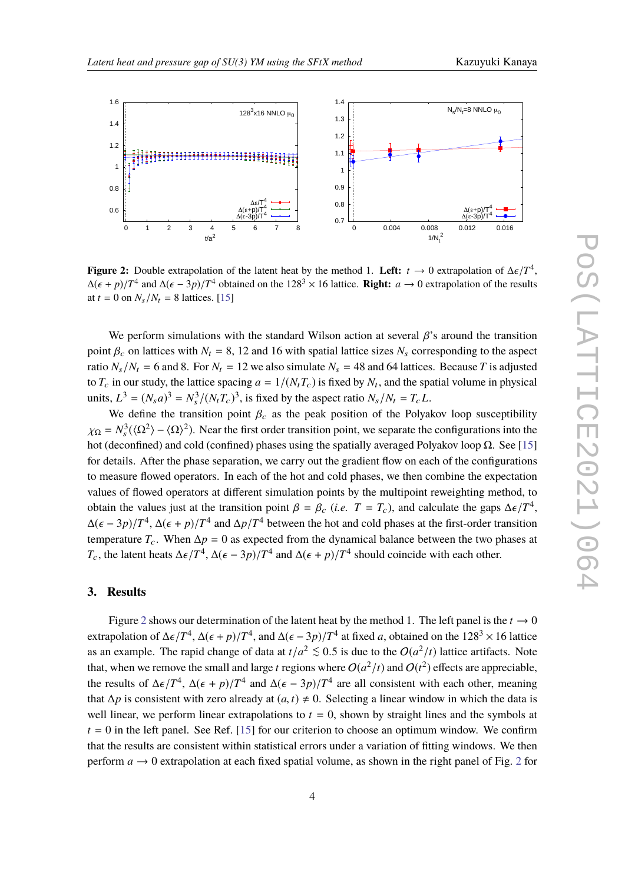**Figure 2:** Double extrapolation of the latent heat by the method 1. **Left:** $t \to 0$ extrapolation of $\Delta\epsilon/T^4$, $\Delta(\epsilon+p)/T^4$ and $\Delta(\epsilon-3p)/T^4$ obtained on the $128^3 \times 16$ lattice. **Right:** $a \to 0$ extrapolation of the results at $t = 0$ on $N_s/N_t = 8$ lattices. [15]

We perform simulations with the standard Wilson action at several $\beta$'s around the transition point $\beta_c$ on lattices with $N_t = 8$, 12 and 16 with spatial lattice sizes $N_s$ corresponding to the aspect ratio $N_s/N_t = 6$ and 8. For $N_t = 12$ we also simulate $N_s = 48$ and 64 lattices. Because $T$ is adjusted to $T_c$ in our study, the lattice spacing $a = 1/(N_t T_c)$ is fixed by $N_t$, and the spatial volume in physical units, $L^3 = (N_s a)^3 = N_s^3/(N_t T_c)^3$, is fixed by the aspect ratio $N_s/N_t = T_c L$.

We define the transition point $\beta_c$ as the peak position of the Polyakov loop susceptibility $\chi_\Omega = N_s^3(\langle\Omega^2\rangle - \langle\Omega\rangle^2)$. Near the first order transition point, we separate the configurations into the hot (deconfined) and cold (confined) phases using the spatially averaged Polyakov loop $\Omega$. See [15] for details. After the phase separation, we carry out the gradient flow on each of the configurations to measure flowed operators. In each of the hot and cold phases, we then combine the expectation values of flowed operators at different simulation points by the multipoint reweighting method, to obtain the values just at the transition point $\beta = \beta_c$ (*i.e.* $T = T_c$), and calculate the gaps $\Delta\epsilon/T^4$, $\Delta(\epsilon-3p)/T^4$, $\Delta(\epsilon+p)/T^4$ and $\Delta p/T^4$ between the hot and cold phases at the first-order transition temperature $T_c$. When $\Delta p = 0$ as expected from the dynamical balance between the two phases at $T_c$, the latent heats $\Delta\epsilon/T^4$, $\Delta(\epsilon-3p)/T^4$ and $\Delta(\epsilon+p)/T^4$ should coincide with each other.

## 3. Results

Figure 2 shows our determination of the latent heat by the method 1. The left panel is the $t \to 0$ extrapolation of $\Delta\epsilon/T^4$, $\Delta(\epsilon+p)/T^4$, and $\Delta(\epsilon-3p)/T^4$ at fixed $a$, obtained on the $128^3 \times 16$ lattice as an example. The rapid change of data at $t/a^2 \lesssim 0.5$ is due to the $O(a^2/t)$ lattice artifacts. Note that, when we remove the small and large $t$ regions where $O(a^2/t)$ and $O(t^2)$ effects are appreciable, the results of $\Delta\epsilon/T^4$, $\Delta(\epsilon+p)/T^4$ and $\Delta(\epsilon-3p)/T^4$ are all consistent with each other, meaning that $\Delta p$ is consistent with zero already at $(a,t) \neq 0$. Selecting a linear window in which the data is well linear, we perform linear extrapolations to $t = 0$, shown by straight lines and the symbols at $t = 0$ in the left panel. See Ref. [15] for our criterion to choose an optimum window. We confirm that the results are consistent within statistical errors under a variation of fitting windows. We then perform $a \to 0$ extrapolation at each fixed spatial volume, as shown in the right panel of Fig. 2 for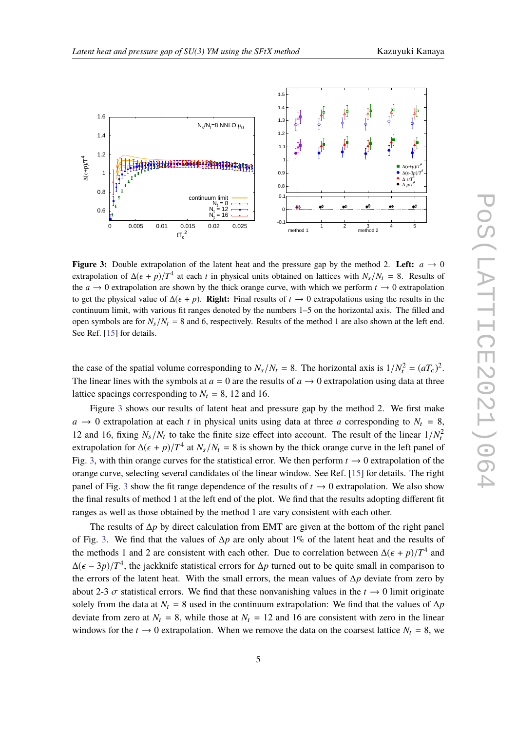**Figure 3:** Double extrapolation of the latent heat and the pressure gap by the method 2. **Left:** $a \to 0$ extrapolation of $\Delta(\epsilon + p)/T^4$ at each $t$ in physical units obtained on lattices with $N_s/N_t = 8$. Results of the $a \to 0$ extrapolation are shown by the thick orange curve, with which we perform $t \to 0$ extrapolation to get the physical value of $\Delta(\epsilon + p)$. **Right:** Final results of $t \to 0$ extrapolations using the results in the continuum limit, with various fit ranges denoted by the numbers 1–5 on the horizontal axis. The filled and open symbols are for $N_s/N_t = 8$ and 6, respectively. Results of the method 1 are also shown at the left end. See Ref. [15] for details.

the case of the spatial volume corresponding to $N_s/N_t = 8$. The horizontal axis is $1/N_t^2 = (aT_c)^2$. The linear lines with the symbols at $a = 0$ are the results of $a \to 0$ extrapolation using data at three lattice spacings corresponding to $N_t = 8$, 12 and 16.

Figure 3 shows our results of latent heat and pressure gap by the method 2. We first make $a \to 0$ extrapolation at each $t$ in physical units using data at three $a$ corresponding to $N_t = 8$, 12 and 16, fixing $N_s/N_t$ to take the finite size effect into account. The result of the linear $1/N_t^2$ extrapolation for $\Delta(\epsilon + p)/T^4$ at $N_s/N_t = 8$ is shown by the thick orange curve in the left panel of Fig. 3, with thin orange curves for the statistical error. We then perform $t \to 0$ extrapolation of the orange curve, selecting several candidates of the linear window. See Ref. [15] for details. The right panel of Fig. 3 show the fit range dependence of the results of $t \to 0$ extrapolation. We also show the final results of method 1 at the left end of the plot. We find that the results adopting different fit ranges as well as those obtained by the method 1 are vary consistent with each other.

The results of $\Delta p$ by direct calculation from EMT are given at the bottom of the right panel of Fig. 3. We find that the values of $\Delta p$ are only about 1% of the latent heat and the results of the methods 1 and 2 are consistent with each other. Due to correlation between $\Delta(\epsilon + p)/T^4$ and $\Delta(\epsilon - 3p)/T^4$, the jackknife statistical errors for $\Delta p$ turned out to be quite small in comparison to the errors of the latent heat. With the small errors, the mean values of $\Delta p$ deviate from zero by about 2-3 $\sigma$ statistical errors. We find that these nonvanishing values in the $t \to 0$ limit originate solely from the data at $N_t = 8$ used in the continuum extrapolation: We find that the values of $\Delta p$ deviate from zero at $N_t = 8$, while those at $N_t = 12$ and 16 are consistent with zero in the linear windows for the $t \to 0$ extrapolation. When we remove the data on the coarsest lattice $N_t = 8$, we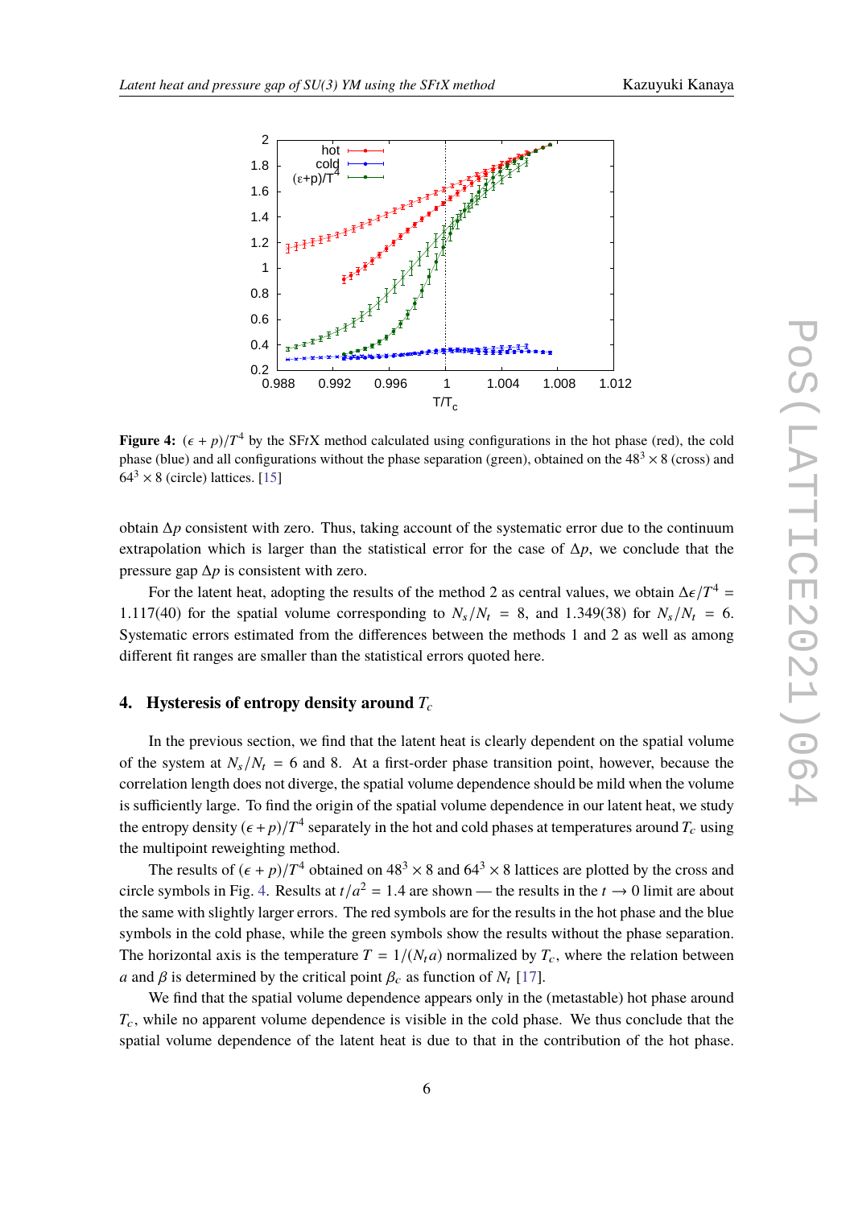**Figure 4:** $(\epsilon + p)/T^4$ by the SF$t$X method calculated using configurations in the hot phase (red), the cold phase (blue) and all configurations without the phase separation (green), obtained on the $48^3 \times 8$ (cross) and $64^3 \times 8$ (circle) lattices. [15]

obtain $\Delta p$ consistent with zero. Thus, taking account of the systematic error due to the continuum extrapolation which is larger than the statistical error for the case of $\Delta p$, we conclude that the pressure gap $\Delta p$ is consistent with zero.

For the latent heat, adopting the results of the method 2 as central values, we obtain $\Delta\epsilon/T^4 = 1.117(40)$ for the spatial volume corresponding to $N_s/N_t = 8$, and $1.349(38)$ for $N_s/N_t = 6$. Systematic errors estimated from the differences between the methods 1 and 2 as well as among different fit ranges are smaller than the statistical errors quoted here.

## 4. Hysteresis of entropy density around $T_c$

In the previous section, we find that the latent heat is clearly dependent on the spatial volume of the system at $N_s/N_t = 6$ and 8. At a first-order phase transition point, however, because the correlation length does not diverge, the spatial volume dependence should be mild when the volume is sufficiently large. To find the origin of the spatial volume dependence in our latent heat, we study the entropy density $(\epsilon + p)/T^4$ separately in the hot and cold phases at temperatures around $T_c$ using the multipoint reweighting method.

The results of $(\epsilon + p)/T^4$ obtained on $48^3 \times 8$ and $64^3 \times 8$ lattices are plotted by the cross and circle symbols in Fig. 4. Results at $t/a^2 = 1.4$ are shown — the results in the $t \to 0$ limit are about the same with slightly larger errors. The red symbols are for the results in the hot phase and the blue symbols in the cold phase, while the green symbols show the results without the phase separation. The horizontal axis is the temperature $T = 1/(N_t a)$ normalized by $T_c$, where the relation between $a$ and $\beta$ is determined by the critical point $\beta_c$ as function of $N_t$ [17].

We find that the spatial volume dependence appears only in the (metastable) hot phase around $T_c$, while no apparent volume dependence is visible in the cold phase. We thus conclude that the spatial volume dependence of the latent heat is due to that in the contribution of the hot phase.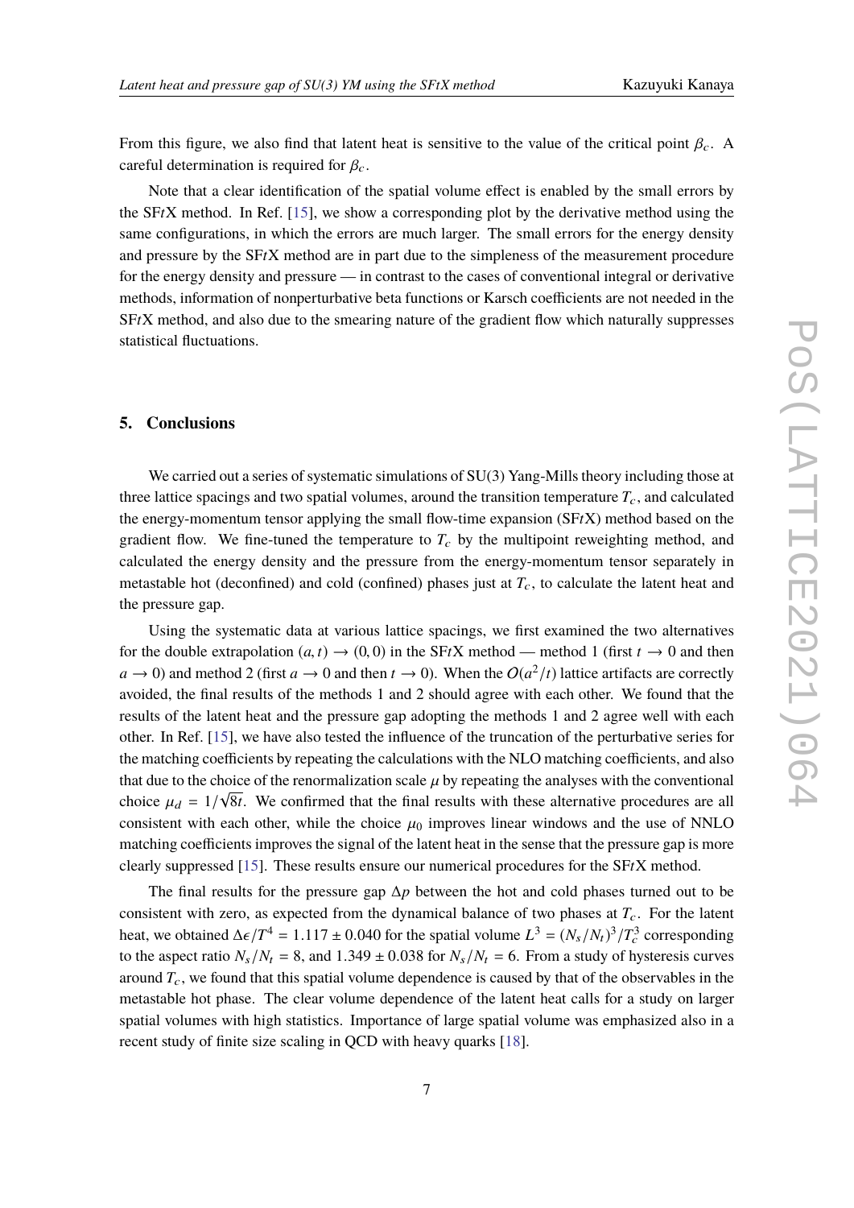From this figure, we also find that latent heat is sensitive to the value of the critical point $\beta_c$. A careful determination is required for $\beta_c$.

Note that a clear identification of the spatial volume effect is enabled by the small errors by the SF$t$X method. In Ref. [15], we show a corresponding plot by the derivative method using the same configurations, in which the errors are much larger. The small errors for the energy density and pressure by the SF$t$X method are in part due to the simpleness of the measurement procedure for the energy density and pressure — in contrast to the cases of conventional integral or derivative methods, information of nonperturbative beta functions or Karsch coefficients are not needed in the SF$t$X method, and also due to the smearing nature of the gradient flow which naturally suppresses statistical fluctuations.

## 5. Conclusions

We carried out a series of systematic simulations of SU(3) Yang-Mills theory including those at three lattice spacings and two spatial volumes, around the transition temperature $T_c$, and calculated the energy-momentum tensor applying the small flow-time expansion (SF$t$X) method based on the gradient flow. We fine-tuned the temperature to $T_c$ by the multipoint reweighting method, and calculated the energy density and the pressure from the energy-momentum tensor separately in metastable hot (deconfined) and cold (confined) phases just at $T_c$, to calculate the latent heat and the pressure gap.

Using the systematic data at various lattice spacings, we first examined the two alternatives for the double extrapolation $(a, t) \to (0, 0)$ in the SF$t$X method — method 1 (first $t \to 0$ and then $a \to 0$) and method 2 (first $a \to 0$ and then $t \to 0$). When the $O(a^2/t)$ lattice artifacts are correctly avoided, the final results of the methods 1 and 2 should agree with each other. We found that the results of the latent heat and the pressure gap adopting the methods 1 and 2 agree well with each other. In Ref. [15], we have also tested the influence of the truncation of the perturbative series for the matching coefficients by repeating the calculations with the NLO matching coefficients, and also that due to the choice of the renormalization scale $\mu$ by repeating the analyses with the conventional choice $\mu_d = 1/\sqrt{8t}$. We confirmed that the final results with these alternative procedures are all consistent with each other, while the choice $\mu_0$ improves linear windows and the use of NNLO matching coefficients improves the signal of the latent heat in the sense that the pressure gap is more clearly suppressed [15]. These results ensure our numerical procedures for the SF$t$X method.

The final results for the pressure gap $\Delta p$ between the hot and cold phases turned out to be consistent with zero, as expected from the dynamical balance of two phases at $T_c$. For the latent heat, we obtained $\Delta\epsilon/T^4 = 1.117 \pm 0.040$ for the spatial volume $L^3 = (N_s/N_t)^3/T_c^3$ corresponding to the aspect ratio $N_s/N_t = 8$, and $1.349 \pm 0.038$ for $N_s/N_t = 6$. From a study of hysteresis curves around $T_c$, we found that this spatial volume dependence is caused by that of the observables in the metastable hot phase. The clear volume dependence of the latent heat calls for a study on larger spatial volumes with high statistics. Importance of large spatial volume was emphasized also in a recent study of finite size scaling in QCD with heavy quarks [18].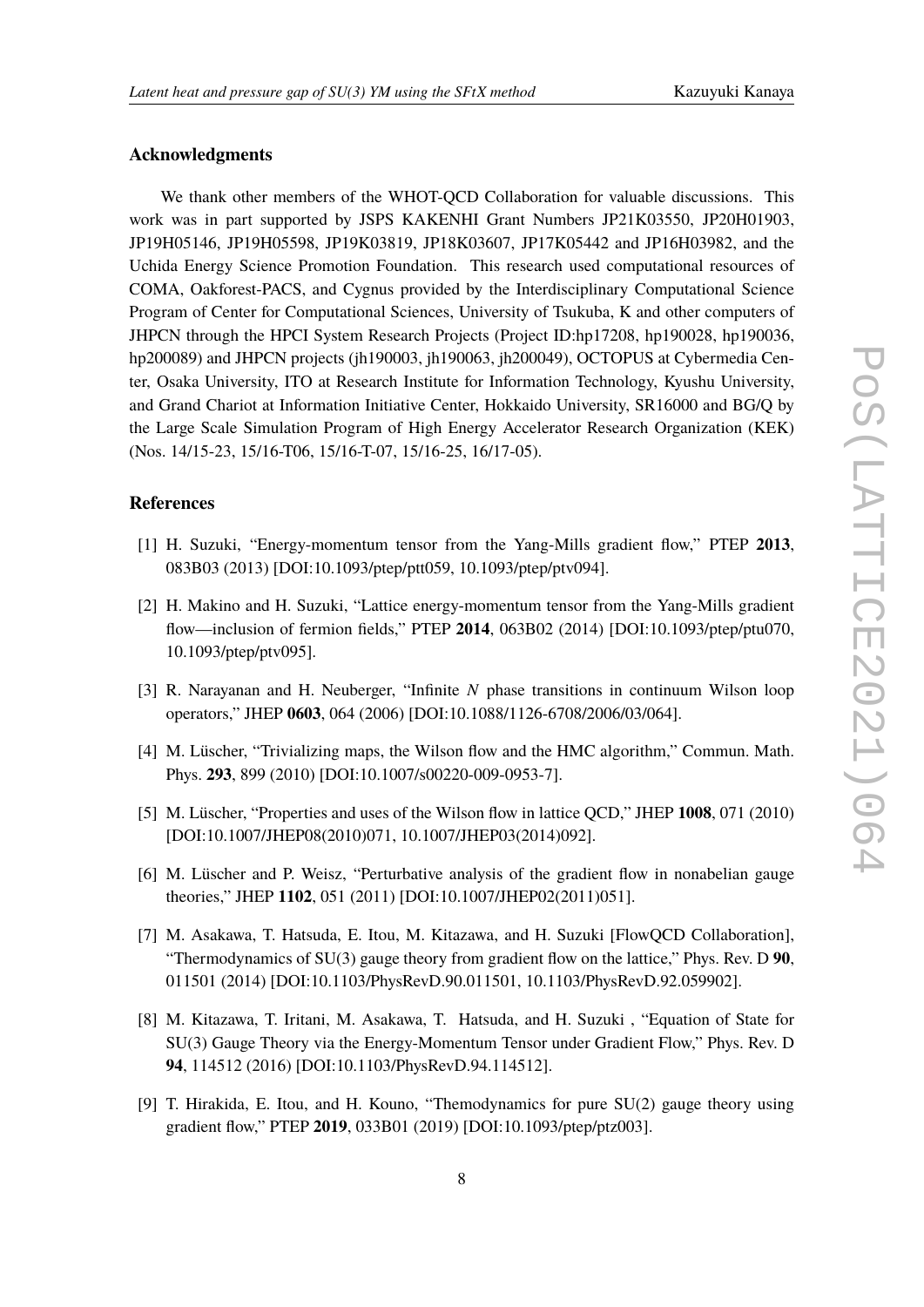### Acknowledgments

We thank other members of the WHOT-QCD Collaboration for valuable discussions. This work was in part supported by JSPS KAKENHI Grant Numbers JP21K03550, JP20H01903, JP19H05146, JP19H05598, JP19K03819, JP18K03607, JP17K05442 and JP16H03982, and the Uchida Energy Science Promotion Foundation. This research used computational resources of COMA, Oakforest-PACS, and Cygnus provided by the Interdisciplinary Computational Science Program of Center for Computational Sciences, University of Tsukuba, K and other computers of JHPCN through the HPCI System Research Projects (Project ID:hp17208, hp190028, hp190036, hp200089) and JHPCN projects (jh190003, jh190063, jh200049), OCTOPUS at Cybermedia Center, Osaka University, ITO at Research Institute for Information Technology, Kyushu University, and Grand Chariot at Information Initiative Center, Hokkaido University, SR16000 and BG/Q by the Large Scale Simulation Program of High Energy Accelerator Research Organization (KEK) (Nos. 14/15-23, 15/16-T06, 15/16-T-07, 15/16-25, 16/17-05).

### References

[1] H. Suzuki, "Energy-momentum tensor from the Yang-Mills gradient flow," PTEP **2013**, 083B03 (2013) [DOI:10.1093/ptep/ptt059, 10.1093/ptep/ptv094].

[2] H. Makino and H. Suzuki, "Lattice energy-momentum tensor from the Yang-Mills gradient flow—inclusion of fermion fields," PTEP **2014**, 063B02 (2014) [DOI:10.1093/ptep/ptu070, 10.1093/ptep/ptv095].

[3] R. Narayanan and H. Neuberger, "Infinite *N* phase transitions in continuum Wilson loop operators," JHEP **0603**, 064 (2006) [DOI:10.1088/1126-6708/2006/03/064].

[4] M. Lüscher, "Trivializing maps, the Wilson flow and the HMC algorithm," Commun. Math. Phys. **293**, 899 (2010) [DOI:10.1007/s00220-009-0953-7].

[5] M. Lüscher, "Properties and uses of the Wilson flow in lattice QCD," JHEP **1008**, 071 (2010) [DOI:10.1007/JHEP08(2010)071, 10.1007/JHEP03(2014)092].

[6] M. Lüscher and P. Weisz, "Perturbative analysis of the gradient flow in nonabelian gauge theories," JHEP **1102**, 051 (2011) [DOI:10.1007/JHEP02(2011)051].

[7] M. Asakawa, T. Hatsuda, E. Itou, M. Kitazawa, and H. Suzuki [FlowQCD Collaboration], "Thermodynamics of SU(3) gauge theory from gradient flow on the lattice," Phys. Rev. D **90**, 011501 (2014) [DOI:10.1103/PhysRevD.90.011501, 10.1103/PhysRevD.92.059902].

[8] M. Kitazawa, T. Iritani, M. Asakawa, T. Hatsuda, and H. Suzuki , "Equation of State for SU(3) Gauge Theory via the Energy-Momentum Tensor under Gradient Flow," Phys. Rev. D **94**, 114512 (2016) [DOI:10.1103/PhysRevD.94.114512].

[9] T. Hirakida, E. Itou, and H. Kouno, "Themodynamics for pure SU(2) gauge theory using gradient flow," PTEP **2019**, 033B01 (2019) [DOI:10.1093/ptep/ptz003].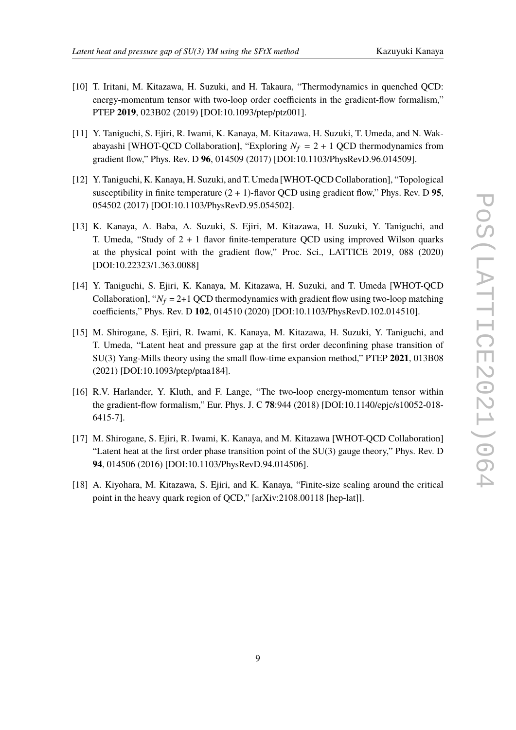[10] T. Iritani, M. Kitazawa, H. Suzuki, and H. Takaura, "Thermodynamics in quenched QCD: energy-momentum tensor with two-loop order coefficients in the gradient-flow formalism," PTEP **2019**, 023B02 (2019) [DOI:10.1093/ptep/ptz001].

[11] Y. Taniguchi, S. Ejiri, R. Iwami, K. Kanaya, M. Kitazawa, H. Suzuki, T. Umeda, and N. Wakabayashi [WHOT-QCD Collaboration], "Exploring $N_f = 2 + 1$ QCD thermodynamics from gradient flow," Phys. Rev. D **96**, 014509 (2017) [DOI:10.1103/PhysRevD.96.014509].

[12] Y. Taniguchi, K. Kanaya, H. Suzuki, and T. Umeda [WHOT-QCD Collaboration], "Topological susceptibility in finite temperature $(2 + 1)$-flavor QCD using gradient flow," Phys. Rev. D **95**, 054502 (2017) [DOI:10.1103/PhysRevD.95.054502].

[13] K. Kanaya, A. Baba, A. Suzuki, S. Ejiri, M. Kitazawa, H. Suzuki, Y. Taniguchi, and T. Umeda, "Study of $2 + 1$ flavor finite-temperature QCD using improved Wilson quarks at the physical point with the gradient flow," Proc. Sci., LATTICE 2019, 088 (2020) [DOI:10.22323/1.363.0088]

[14] Y. Taniguchi, S. Ejiri, K. Kanaya, M. Kitazawa, H. Suzuki, and T. Umeda [WHOT-QCD Collaboration], "$N_f$ = 2+1 QCD thermodynamics with gradient flow using two-loop matching coefficients," Phys. Rev. D **102**, 014510 (2020) [DOI:10.1103/PhysRevD.102.014510].

[15] M. Shirogane, S. Ejiri, R. Iwami, K. Kanaya, M. Kitazawa, H. Suzuki, Y. Taniguchi, and T. Umeda, "Latent heat and pressure gap at the first order deconfining phase transition of SU(3) Yang-Mills theory using the small flow-time expansion method," PTEP **2021**, 013B08 (2021) [DOI:10.1093/ptep/ptaa184].

[16] R.V. Harlander, Y. Kluth, and F. Lange, "The two-loop energy-momentum tensor within the gradient-flow formalism," Eur. Phys. J. C **78**:944 (2018) [DOI:10.1140/epjc/s10052-018-6415-7].

[17] M. Shirogane, S. Ejiri, R. Iwami, K. Kanaya, and M. Kitazawa [WHOT-QCD Collaboration] "Latent heat at the first order phase transition point of the SU(3) gauge theory," Phys. Rev. D **94**, 014506 (2016) [DOI:10.1103/PhysRevD.94.014506].

[18] A. Kiyohara, M. Kitazawa, S. Ejiri, and K. Kanaya, "Finite-size scaling around the critical point in the heavy quark region of QCD," [arXiv:2108.00118 [hep-lat]].